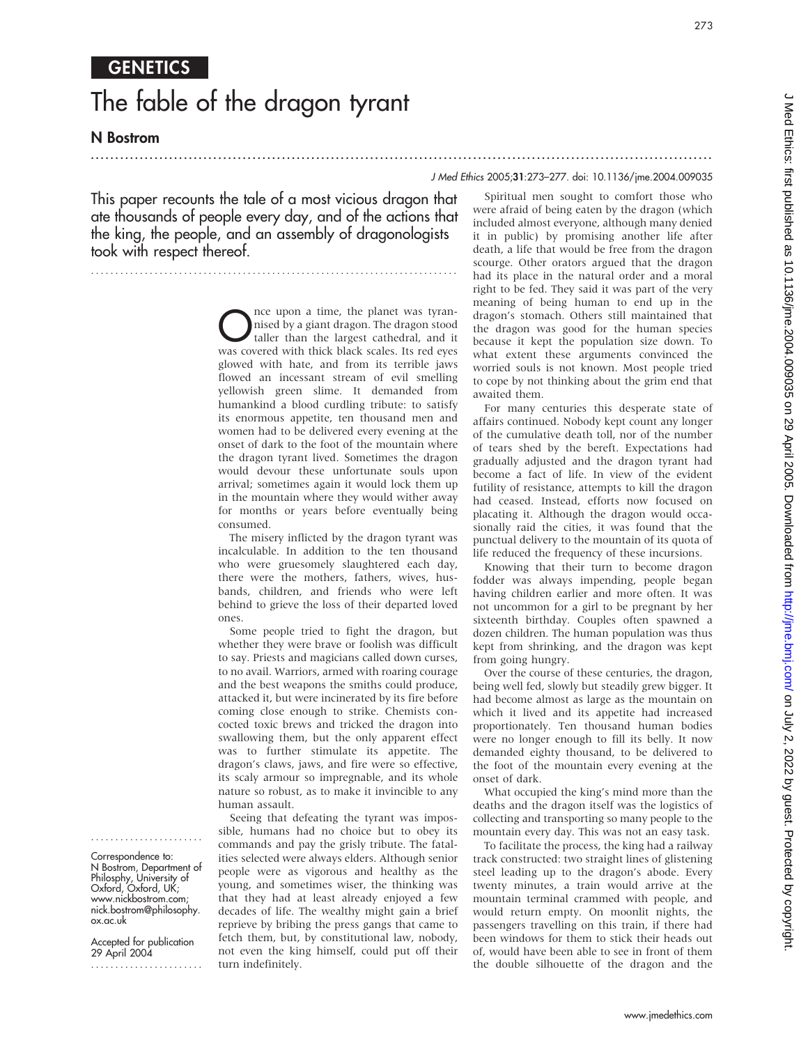GENETICS

# The fable of the dragon tyrant

## N Bostrom

*J Med Ethics* 2005;**31**:273–277. doi: 10.1136/jme.2004.009035

This paper recounts the tale of a most vicious dragon that ate thousands of people every day, and of the actions that the king, the people, and an assembly of dragonologists took with respect thereof.

Correspondence to: N Bostrom, Department of Philosphy, University of Oxford, Oxford, UK; www.nickbostrom.com; nick.bostrom@philosophy.ox.ac.uk

Accepted for publication 29 April 2004

Once upon a time, the planet was tyrannised by a giant dragon. The dragon stood taller than the largest cathedral, and it was covered with thick black scales. Its red eyes glowed with hate, and from its terrible jaws flowed an incessant stream of evil smelling yellowish green slime. It demanded from humankind a blood curdling tribute: to satisfy its enormous appetite, ten thousand men and women had to be delivered every evening at the onset of dark to the foot of the mountain where the dragon tyrant lived. Sometimes the dragon would devour these unfortunate souls upon arrival; sometimes again it would lock them up in the mountain where they would wither away for months or years before eventually being consumed.

The misery inflicted by the dragon tyrant was incalculable. In addition to the ten thousand who were gruesomely slaughtered each day, there were the mothers, fathers, wives, husbands, children, and friends who were left behind to grieve the loss of their departed loved ones.

Some people tried to fight the dragon, but whether they were brave or foolish was difficult to say. Priests and magicians called down curses, to no avail. Warriors, armed with roaring courage and the best weapons the smiths could produce, attacked it, but were incinerated by its fire before coming close enough to strike. Chemists concocted toxic brews and tricked the dragon into swallowing them, but the only apparent effect was to further stimulate its appetite. The dragon's claws, jaws, and fire were so effective, its scaly armour so impregnable, and its whole nature so robust, as to make it invincible to any human assault.

Seeing that defeating the tyrant was impossible, humans had no choice but to obey its commands and pay the grisly tribute. The fatalities selected were always elders. Although senior people were as vigorous and healthy as the young, and sometimes wiser, the thinking was that they had at least already enjoyed a few decades of life. The wealthy might gain a brief reprieve by bribing the press gangs that came to fetch them, but, by constitutional law, nobody, not even the king himself, could put off their turn indefinitely.

Spiritual men sought to comfort those who were afraid of being eaten by the dragon (which included almost everyone, although many denied it in public) by promising another life after death, a life that would be free from the dragon scourge. Other orators argued that the dragon had its place in the natural order and a moral right to be fed. They said it was part of the very meaning of being human to end up in the dragon's stomach. Others still maintained that the dragon was good for the human species because it kept the population size down. To what extent these arguments convinced the worried souls is not known. Most people tried to cope by not thinking about the grim end that awaited them.

For many centuries this desperate state of affairs continued. Nobody kept count any longer of the cumulative death toll, nor of the number of tears shed by the bereft. Expectations had gradually adjusted and the dragon tyrant had become a fact of life. In view of the evident futility of resistance, attempts to kill the dragon had ceased. Instead, efforts now focused on placating it. Although the dragon would occasionally raid the cities, it was found that the punctual delivery to the mountain of its quota of life reduced the frequency of these incursions.

Knowing that their turn to become dragon fodder was always impending, people began having children earlier and more often. It was not uncommon for a girl to be pregnant by her sixteenth birthday. Couples often spawned a dozen children. The human population was thus kept from shrinking, and the dragon was kept from going hungry.

Over the course of these centuries, the dragon, being well fed, slowly but steadily grew bigger. It had become almost as large as the mountain on which it lived and its appetite had increased proportionately. Ten thousand human bodies were no longer enough to fill its belly. It now demanded eighty thousand, to be delivered to the foot of the mountain every evening at the onset of dark.

What occupied the king's mind more than the deaths and the dragon itself was the logistics of collecting and transporting so many people to the mountain every day. This was not an easy task.

To facilitate the process, the king had a railway track constructed: two straight lines of glistening steel leading up to the dragon's abode. Every twenty minutes, a train would arrive at the mountain terminal crammed with people, and would return empty. On moonlit nights, the passengers travelling on this train, if there had been windows for them to stick their heads out of, would have been able to see in front of them the double silhouette of the dragon and the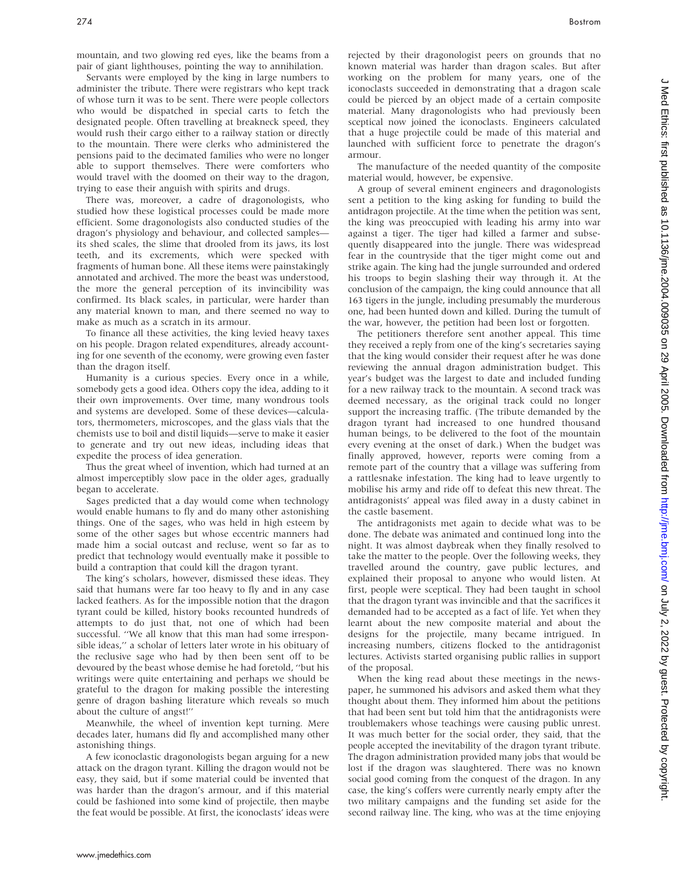mountain, and two glowing red eyes, like the beams from a pair of giant lighthouses, pointing the way to annihilation.

Servants were employed by the king in large numbers to administer the tribute. There were registrars who kept track of whose turn it was to be sent. There were people collectors who would be dispatched in special carts to fetch the designated people. Often travelling at breakneck speed, they would rush their cargo either to a railway station or directly to the mountain. There were clerks who administered the pensions paid to the decimated families who were no longer able to support themselves. There were comforters who would travel with the doomed on their way to the dragon, trying to ease their anguish with spirits and drugs.

There was, moreover, a cadre of dragonologists, who studied how these logistical processes could be made more efficient. Some dragonologists also conducted studies of the dragon's physiology and behaviour, and collected samples—its shed scales, the slime that drooled from its jaws, its lost teeth, and its excrements, which were specked with fragments of human bone. All these items were painstakingly annotated and archived. The more the beast was understood, the more the general perception of its invincibility was confirmed. Its black scales, in particular, were harder than any material known to man, and there seemed no way to make as much as a scratch in its armour.

To finance all these activities, the king levied heavy taxes on his people. Dragon related expenditures, already accounting for one seventh of the economy, were growing even faster than the dragon itself.

Humanity is a curious species. Every once in a while, somebody gets a good idea. Others copy the idea, adding to it their own improvements. Over time, many wondrous tools and systems are developed. Some of these devices—calculators, thermometers, microscopes, and the glass vials that the chemists use to boil and distil liquids—serve to make it easier to generate and try out new ideas, including ideas that expedite the process of idea generation.

Thus the great wheel of invention, which had turned at an almost imperceptibly slow pace in the older ages, gradually began to accelerate.

Sages predicted that a day would come when technology would enable humans to fly and do many other astonishing things. One of the sages, who was held in high esteem by some of the other sages but whose eccentric manners had made him a social outcast and recluse, went so far as to predict that technology would eventually make it possible to build a contraption that could kill the dragon tyrant.

The king's scholars, however, dismissed these ideas. They said that humans were far too heavy to fly and in any case lacked feathers. As for the impossible notion that the dragon tyrant could be killed, history books recounted hundreds of attempts to do just that, not one of which had been successful. "We all know that this man had some irresponsible ideas," a scholar of letters later wrote in his obituary of the reclusive sage who had by then been sent off to be devoured by the beast whose demise he had foretold, "but his writings were quite entertaining and perhaps we should be grateful to the dragon for making possible the interesting genre of dragon bashing literature which reveals so much about the culture of angst!"

Meanwhile, the wheel of invention kept turning. Mere decades later, humans did fly and accomplished many other astonishing things.

A few iconoclastic dragonologists began arguing for a new attack on the dragon tyrant. Killing the dragon would not be easy, they said, but if some material could be invented that was harder than the dragon's armour, and if this material could be fashioned into some kind of projectile, then maybe the feat would be possible. At first, the iconoclasts' ideas were rejected by their dragonologist peers on grounds that no known material was harder than dragon scales. But after working on the problem for many years, one of the iconoclasts succeeded in demonstrating that a dragon scale could be pierced by an object made of a certain composite material. Many dragonologists who had previously been sceptical now joined the iconoclasts. Engineers calculated that a huge projectile could be made of this material and launched with sufficient force to penetrate the dragon's armour.

The manufacture of the needed quantity of the composite material would, however, be expensive.

A group of several eminent engineers and dragonologists sent a petition to the king asking for funding to build the antidragon projectile. At the time when the petition was sent, the king was preoccupied with leading his army into war against a tiger. The tiger had killed a farmer and subsequently disappeared into the jungle. There was widespread fear in the countryside that the tiger might come out and strike again. The king had the jungle surrounded and ordered his troops to begin slashing their way through it. At the conclusion of the campaign, the king could announce that all 163 tigers in the jungle, including presumably the murderous one, had been hunted down and killed. During the tumult of the war, however, the petition had been lost or forgotten.

The petitioners therefore sent another appeal. This time they received a reply from one of the king's secretaries saying that the king would consider their request after he was done reviewing the annual dragon administration budget. This year's budget was the largest to date and included funding for a new railway track to the mountain. A second track was deemed necessary, as the original track could no longer support the increasing traffic. (The tribute demanded by the dragon tyrant had increased to one hundred thousand human beings, to be delivered to the foot of the mountain every evening at the onset of dark.) When the budget was finally approved, however, reports were coming from a remote part of the country that a village was suffering from a rattlesnake infestation. The king had to leave urgently to mobilise his army and ride off to defeat this new threat. The antidragonists' appeal was filed away in a dusty cabinet in the castle basement.

The antidragonists met again to decide what was to be done. The debate was animated and continued long into the night. It was almost daybreak when they finally resolved to take the matter to the people. Over the following weeks, they travelled around the country, gave public lectures, and explained their proposal to anyone who would listen. At first, people were sceptical. They had been taught in school that the dragon tyrant was invincible and that the sacrifices it demanded had to be accepted as a fact of life. Yet when they learnt about the new composite material and about the designs for the projectile, many became intrigued. In increasing numbers, citizens flocked to the antidragonist lectures. Activists started organising public rallies in support of the proposal.

When the king read about these meetings in the newspaper, he summoned his advisors and asked them what they thought about them. They informed him about the petitions that had been sent but told him that the antidragonists were troublemakers whose teachings were causing public unrest. It was much better for the social order, they said, that the people accepted the inevitability of the dragon tyrant tribute. The dragon administration provided many jobs that would be lost if the dragon was slaughtered. There was no known social good coming from the conquest of the dragon. In any case, the king's coffers were currently nearly empty after the two military campaigns and the funding set aside for the second railway line. The king, who was at the time enjoying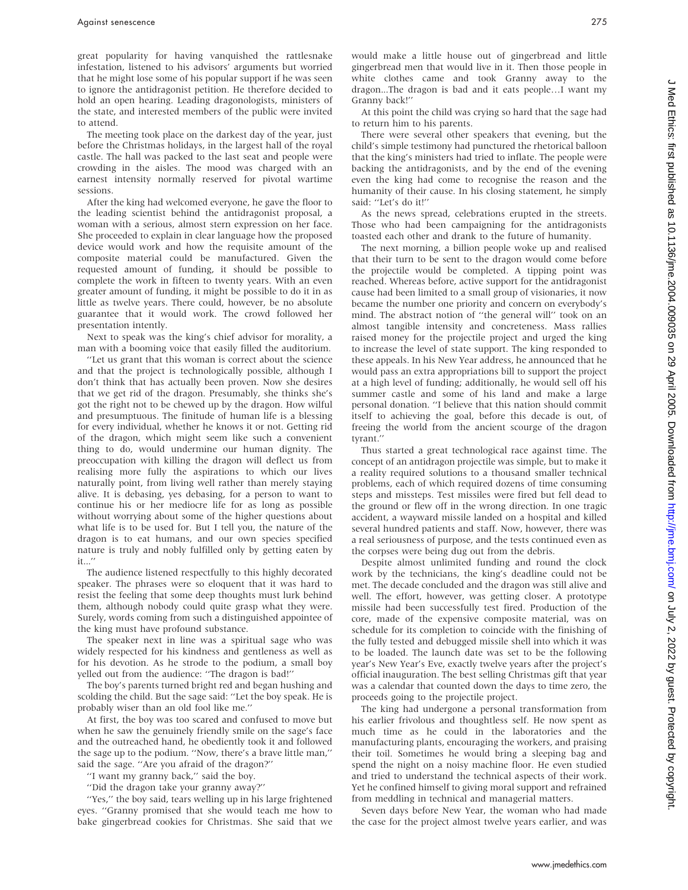great popularity for having vanquished the rattlesnake infestation, listened to his advisors' arguments but worried that he might lose some of his popular support if he was seen to ignore the antidragonist petition. He therefore decided to hold an open hearing. Leading dragonologists, ministers of the state, and interested members of the public were invited to attend.

The meeting took place on the darkest day of the year, just before the Christmas holidays, in the largest hall of the royal castle. The hall was packed to the last seat and people were crowding in the aisles. The mood was charged with an earnest intensity normally reserved for pivotal wartime sessions.

After the king had welcomed everyone, he gave the floor to the leading scientist behind the antidragonist proposal, a woman with a serious, almost stern expression on her face. She proceeded to explain in clear language how the proposed device would work and how the requisite amount of the composite material could be manufactured. Given the requested amount of funding, it should be possible to complete the work in fifteen to twenty years. With an even greater amount of funding, it might be possible to do it in as little as twelve years. There could, however, be no absolute guarantee that it would work. The crowd followed her presentation intently.

Next to speak was the king's chief advisor for morality, a man with a booming voice that easily filled the auditorium.

''Let us grant that this woman is correct about the science and that the project is technologically possible, although I don't think that has actually been proven. Now she desires that we get rid of the dragon. Presumably, she thinks she's got the right not to be chewed up by the dragon. How wilful and presumptuous. The finitude of human life is a blessing for every individual, whether he knows it or not. Getting rid of the dragon, which might seem like such a convenient thing to do, would undermine our human dignity. The preoccupation with killing the dragon will deflect us from realising more fully the aspirations to which our lives naturally point, from living well rather than merely staying alive. It is debasing, yes debasing, for a person to want to continue his or her mediocre life for as long as possible without worrying about some of the higher questions about what life is to be used for. But I tell you, the nature of the dragon is to eat humans, and our own species specified nature is truly and nobly fulfilled only by getting eaten by it...''

The audience listened respectfully to this highly decorated speaker. The phrases were so eloquent that it was hard to resist the feeling that some deep thoughts must lurk behind them, although nobody could quite grasp what they were. Surely, words coming from such a distinguished appointee of the king must have profound substance.

The speaker next in line was a spiritual sage who was widely respected for his kindness and gentleness as well as for his devotion. As he strode to the podium, a small boy yelled out from the audience: ''The dragon is bad!''

The boy's parents turned bright red and began hushing and scolding the child. But the sage said: ''Let the boy speak. He is probably wiser than an old fool like me.''

At first, the boy was too scared and confused to move but when he saw the genuinely friendly smile on the sage's face and the outreached hand, he obediently took it and followed the sage up to the podium. ''Now, there's a brave little man,'' said the sage. ''Are you afraid of the dragon?''

''I want my granny back,'' said the boy.

''Did the dragon take your granny away?''

''Yes,'' the boy said, tears welling up in his large frightened eyes. ''Granny promised that she would teach me how to bake gingerbread cookies for Christmas. She said that we would make a little house out of gingerbread and little gingerbread men that would live in it. Then those people in white clothes came and took Granny away to the dragon...The dragon is bad and it eats people…I want my Granny back!''

At this point the child was crying so hard that the sage had to return him to his parents.

There were several other speakers that evening, but the child's simple testimony had punctured the rhetorical balloon that the king's ministers had tried to inflate. The people were backing the antidragonists, and by the end of the evening even the king had come to recognise the reason and the humanity of their cause. In his closing statement, he simply said: ''Let's do it!''

As the news spread, celebrations erupted in the streets. Those who had been campaigning for the antidragonists toasted each other and drank to the future of humanity.

The next morning, a billion people woke up and realised that their turn to be sent to the dragon would come before the projectile would be completed. A tipping point was reached. Whereas before, active support for the antidragonist cause had been limited to a small group of visionaries, it now became the number one priority and concern on everybody's mind. The abstract notion of ''the general will'' took on an almost tangible intensity and concreteness. Mass rallies raised money for the projectile project and urged the king to increase the level of state support. The king responded to these appeals. In his New Year address, he announced that he would pass an extra appropriations bill to support the project at a high level of funding; additionally, he would sell off his summer castle and some of his land and make a large personal donation. ''I believe that this nation should commit itself to achieving the goal, before this decade is out, of freeing the world from the ancient scourge of the dragon tyrant.''

Thus started a great technological race against time. The concept of an antidragon projectile was simple, but to make it a reality required solutions to a thousand smaller technical problems, each of which required dozens of time consuming steps and missteps. Test missiles were fired but fell dead to the ground or flew off in the wrong direction. In one tragic accident, a wayward missile landed on a hospital and killed several hundred patients and staff. Now, however, there was a real seriousness of purpose, and the tests continued even as the corpses were being dug out from the debris.

Despite almost unlimited funding and round the clock work by the technicians, the king's deadline could not be met. The decade concluded and the dragon was still alive and well. The effort, however, was getting closer. A prototype missile had been successfully test fired. Production of the core, made of the expensive composite material, was on schedule for its completion to coincide with the finishing of the fully tested and debugged missile shell into which it was to be loaded. The launch date was set to be the following year's New Year's Eve, exactly twelve years after the project's official inauguration. The best selling Christmas gift that year was a calendar that counted down the days to time zero, the proceeds going to the projectile project.

The king had undergone a personal transformation from his earlier frivolous and thoughtless self. He now spent as much time as he could in the laboratories and the manufacturing plants, encouraging the workers, and praising their toil. Sometimes he would bring a sleeping bag and spend the night on a noisy machine floor. He even studied and tried to understand the technical aspects of their work. Yet he confined himself to giving moral support and refrained from meddling in technical and managerial matters.

Seven days before New Year, the woman who had made the case for the project almost twelve years earlier, and was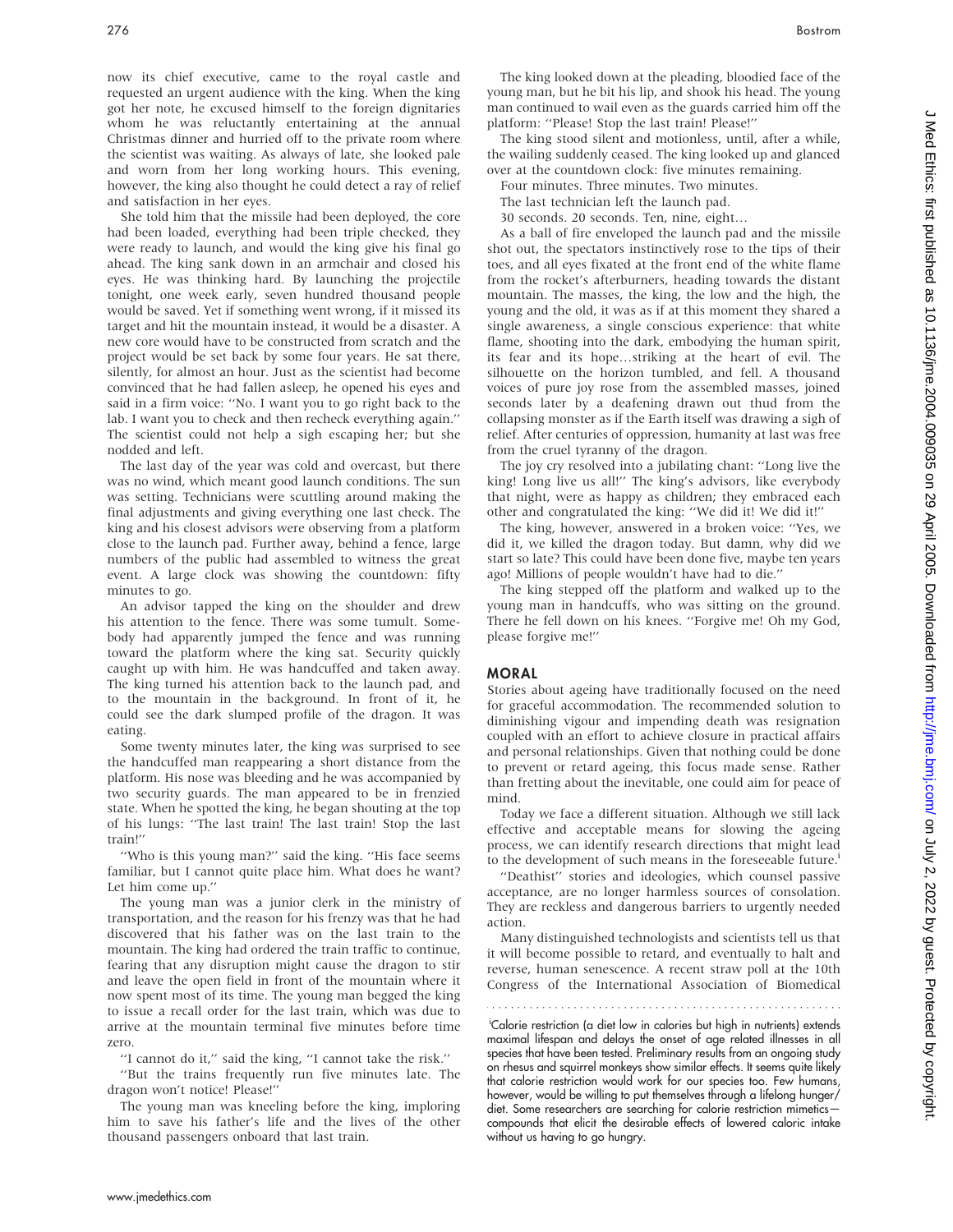now its chief executive, came to the royal castle and requested an urgent audience with the king. When the king got her note, he excused himself to the foreign dignitaries whom he was reluctantly entertaining at the annual Christmas dinner and hurried off to the private room where the scientist was waiting. As always of late, she looked pale and worn from her long working hours. This evening, however, the king also thought he could detect a ray of relief and satisfaction in her eyes.

She told him that the missile had been deployed, the core had been loaded, everything had been triple checked, they were ready to launch, and would the king give his final go ahead. The king sank down in an armchair and closed his eyes. He was thinking hard. By launching the projectile tonight, one week early, seven hundred thousand people would be saved. Yet if something went wrong, if it missed its target and hit the mountain instead, it would be a disaster. A new core would have to be constructed from scratch and the project would be set back by some four years. He sat there, silently, for almost an hour. Just as the scientist had become convinced that he had fallen asleep, he opened his eyes and said in a firm voice: ''No. I want you to go right back to the lab. I want you to check and then recheck everything again.'' The scientist could not help a sigh escaping her; but she nodded and left.

The last day of the year was cold and overcast, but there was no wind, which meant good launch conditions. The sun was setting. Technicians were scuttling around making the final adjustments and giving everything one last check. The king and his closest advisors were observing from a platform close to the launch pad. Further away, behind a fence, large numbers of the public had assembled to witness the great event. A large clock was showing the countdown: fifty minutes to go.

An advisor tapped the king on the shoulder and drew his attention to the fence. There was some tumult. Somebody had apparently jumped the fence and was running toward the platform where the king sat. Security quickly caught up with him. He was handcuffed and taken away. The king turned his attention back to the launch pad, and to the mountain in the background. In front of it, he could see the dark slumped profile of the dragon. It was eating.

Some twenty minutes later, the king was surprised to see the handcuffed man reappearing a short distance from the platform. His nose was bleeding and he was accompanied by two security guards. The man appeared to be in frenzied state. When he spotted the king, he began shouting at the top of his lungs: ''The last train! The last train! Stop the last train!''

''Who is this young man?'' said the king. ''His face seems familiar, but I cannot quite place him. What does he want? Let him come up.''

The young man was a junior clerk in the ministry of transportation, and the reason for his frenzy was that he had discovered that his father was on the last train to the mountain. The king had ordered the train traffic to continue, fearing that any disruption might cause the dragon to stir and leave the open field in front of the mountain where it now spent most of its time. The young man begged the king to issue a recall order for the last train, which was due to arrive at the mountain terminal five minutes before time zero.

''I cannot do it,'' said the king, ''I cannot take the risk.''

''But the trains frequently run five minutes late. The dragon won't notice! Please!''

The young man was kneeling before the king, imploring him to save his father's life and the lives of the other thousand passengers onboard that last train.

The king looked down at the pleading, bloodied face of the young man, but he bit his lip, and shook his head. The young man continued to wail even as the guards carried him off the platform: ''Please! Stop the last train! Please!''

The king stood silent and motionless, until, after a while, the wailing suddenly ceased. The king looked up and glanced over at the countdown clock: five minutes remaining.

Four minutes. Three minutes. Two minutes.

The last technician left the launch pad.

30 seconds. 20 seconds. Ten, nine, eight…

As a ball of fire enveloped the launch pad and the missile shot out, the spectators instinctively rose to the tips of their toes, and all eyes fixated at the front end of the white flame from the rocket's afterburners, heading towards the distant mountain. The masses, the king, the low and the high, the young and the old, it was as if at this moment they shared a single awareness, a single conscious experience: that white flame, shooting into the dark, embodying the human spirit, its fear and its hope…striking at the heart of evil. The silhouette on the horizon tumbled, and fell. A thousand voices of pure joy rose from the assembled masses, joined seconds later by a deafening drawn out thud from the collapsing monster as if the Earth itself was drawing a sigh of relief. After centuries of oppression, humanity at last was free from the cruel tyranny of the dragon.

The joy cry resolved into a jubilating chant: ''Long live the king! Long live us all!'' The king's advisors, like everybody that night, were as happy as children; they embraced each other and congratulated the king: ''We did it! We did it!''

The king, however, answered in a broken voice: ''Yes, we did it, we killed the dragon today. But damn, why did we start so late? This could have been done five, maybe ten years ago! Millions of people wouldn't have had to die.''

The king stepped off the platform and walked up to the young man in handcuffs, who was sitting on the ground. There he fell down on his knees. ''Forgive me! Oh my God, please forgive me!''

## MORAL

Stories about ageing have traditionally focused on the need for graceful accommodation. The recommended solution to diminishing vigour and impending death was resignation coupled with an effort to achieve closure in practical affairs and personal relationships. Given that nothing could be done to prevent or retard ageing, this focus made sense. Rather than fretting about the inevitable, one could aim for peace of mind.

Today we face a different situation. Although we still lack effective and acceptable means for slowing the ageing process, we can identify research directions that might lead to the development of such means in the foreseeable future.[i]

''Deathist'' stories and ideologies, which counsel passive acceptance, are no longer harmless sources of consolation. They are reckless and dangerous barriers to urgently needed action.

Many distinguished technologists and scientists tell us that it will become possible to retard, and eventually to halt and reverse, human senescence. A recent straw poll at the 10th Congress of the International Association of Biomedical

[i] Calorie restriction (a diet low in calories but high in nutrients) extends maximal lifespan and delays the onset of age related illnesses in all species that have been tested. Preliminary results from an ongoing study on rhesus and squirrel monkeys show similar effects. It seems quite likely that calorie restriction would work for our species too. Few humans, however, would be willing to put themselves through a lifelong hunger/diet. Some researchers are searching for calorie restriction mimetics—compounds that elicit the desirable effects of lowered caloric intake without us having to go hungry.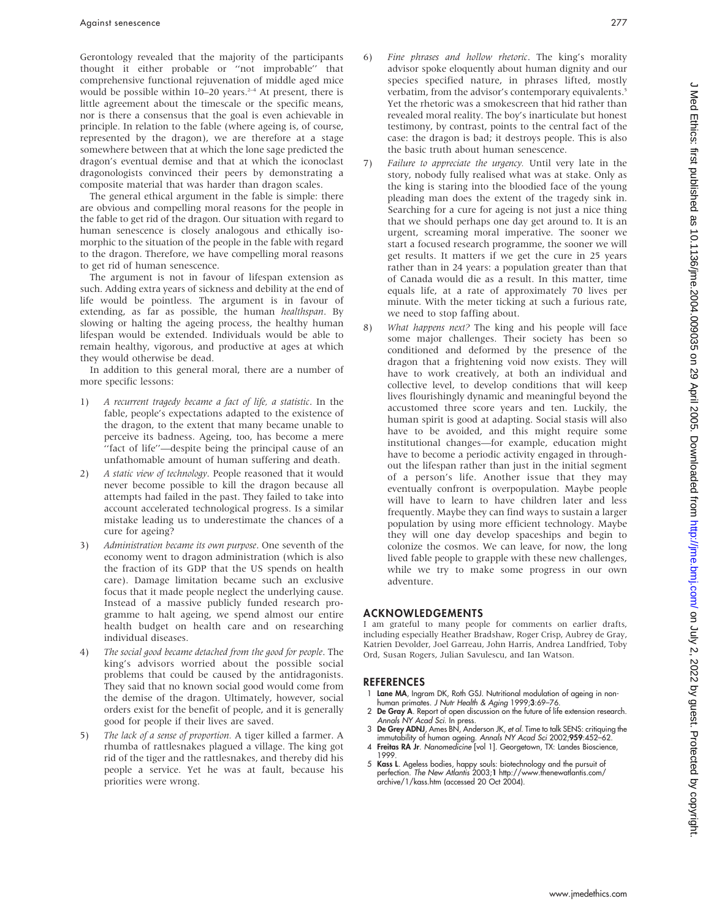Gerontology revealed that the majority of the participants thought it either probable or ''not improbable'' that comprehensive functional rejuvenation of middle aged mice would be possible within 10–20 years.[2–4] At present, there is little agreement about the timescale or the specific means, nor is there a consensus that the goal is even achievable in principle. In relation to the fable (where ageing is, of course, represented by the dragon), we are therefore at a stage somewhere between that at which the lone sage predicted the dragon's eventual demise and that at which the iconoclast dragonologists convinced their peers by demonstrating a composite material that was harder than dragon scales.

The general ethical argument in the fable is simple: there are obvious and compelling moral reasons for the people in the fable to get rid of the dragon. Our situation with regard to human senescence is closely analogous and ethically isomorphic to the situation of the people in the fable with regard to the dragon. Therefore, we have compelling moral reasons to get rid of human senescence.

The argument is not in favour of lifespan extension as such. Adding extra years of sickness and debility at the end of life would be pointless. The argument is in favour of extending, as far as possible, the human *healthspan*. By slowing or halting the ageing process, the healthy human lifespan would be extended. Individuals would be able to remain healthy, vigorous, and productive at ages at which they would otherwise be dead.

In addition to this general moral, there are a number of more specific lessons:

1) *A recurrent tragedy became a fact of life, a statistic*. In the fable, people's expectations adapted to the existence of the dragon, to the extent that many became unable to perceive its badness. Ageing, too, has become a mere ''fact of life''—despite being the principal cause of an unfathomable amount of human suffering and death.
2) *A static view of technology*. People reasoned that it would never become possible to kill the dragon because all attempts had failed in the past. They failed to take into account accelerated technological progress. Is a similar mistake leading us to underestimate the chances of a cure for ageing?
3) *Administration became its own purpose*. One seventh of the economy went to dragon administration (which is also the fraction of its GDP that the US spends on health care). Damage limitation became such an exclusive focus that it made people neglect the underlying cause. Instead of a massive publicly funded research programme to halt ageing, we spend almost our entire health budget on health care and on researching individual diseases.
4) *The social good became detached from the good for people*. The king's advisors worried about the possible social problems that could be caused by the antidragonists. They said that no known social good would come from the demise of the dragon. Ultimately, however, social orders exist for the benefit of people, and it is generally good for people if their lives are saved.
5) *The lack of a sense of proportion.* A tiger killed a farmer. A rhumba of rattlesnakes plagued a village. The king got rid of the tiger and the rattlesnakes, and thereby did his people a service. Yet he was at fault, because his priorities were wrong.
6) *Fine phrases and hollow rhetoric*. The king's morality advisor spoke eloquently about human dignity and our species specified nature, in phrases lifted, mostly verbatim, from the advisor's contemporary equivalents.[5] Yet the rhetoric was a smokescreen that hid rather than revealed moral reality. The boy's inarticulate but honest testimony, by contrast, points to the central fact of the case: the dragon is bad; it destroys people. This is also the basic truth about human senescence.
7) *Failure to appreciate the urgency.* Until very late in the story, nobody fully realised what was at stake. Only as the king is staring into the bloodied face of the young pleading man does the extent of the tragedy sink in. Searching for a cure for ageing is not just a nice thing that we should perhaps one day get around to. It is an urgent, screaming moral imperative. The sooner we start a focused research programme, the sooner we will get results. It matters if we get the cure in 25 years rather than in 24 years: a population greater than that of Canada would die as a result. In this matter, time equals life, at a rate of approximately 70 lives per minute. With the meter ticking at such a furious rate, we need to stop faffing about.
8) *What happens next?* The king and his people will face some major challenges. Their society has been so conditioned and deformed by the presence of the dragon that a frightening void now exists. They will have to work creatively, at both an individual and collective level, to develop conditions that will keep lives flourishingly dynamic and meaningful beyond the accustomed three score years and ten. Luckily, the human spirit is good at adapting. Social stasis will also have to be avoided, and this might require some institutional changes—for example, education might have to become a periodic activity engaged in throughout the lifespan rather than just in the initial segment of a person's life. Another issue that they may eventually confront is overpopulation. Maybe people will have to learn to have children later and less frequently. Maybe they can find ways to sustain a larger population by using more efficient technology. Maybe they will one day develop spaceships and begin to colonize the cosmos. We can leave, for now, the long lived fable people to grapple with these new challenges, while we try to make some progress in our own adventure.

## ACKNOWLEDGEMENTS

I am grateful to many people for comments on earlier drafts, including especially Heather Bradshaw, Roger Crisp, Aubrey de Gray, Katrien Devolder, Joel Garreau, John Harris, Andrea Landfried, Toby Ord, Susan Rogers, Julian Savulescu, and Ian Watson.

## REFERENCES

1. **Lane MA**, Ingram DK, Roth GSJ. Nutritional modulation of ageing in nonhuman primates. *J Nutr Health & Aging* 1999;**3**:69–76.
2. **De Gray A**. Report of open discussion on the future of life extension research. *Annals NY Acad Sci.* In press.
3. **De Grey ADNJ**, Ames BN, Anderson JK, *et al*. Time to talk SENS: critiquing the immutability of human ageing. *Annals NY Acad Sci* 2002;**959**:452–62.
4. **Freitas RA Jr**. *Nanomedicine* [vol 1]. Georgetown, TX: Landes Bioscience, 1999.
5. **Kass L**. Ageless bodies, happy souls: biotechnology and the pursuit of perfection. *The New Atlantis* 2003;**1** http://www.thenewatlantis.com/archive/1/kass.htm (accessed 20 Oct 2004).